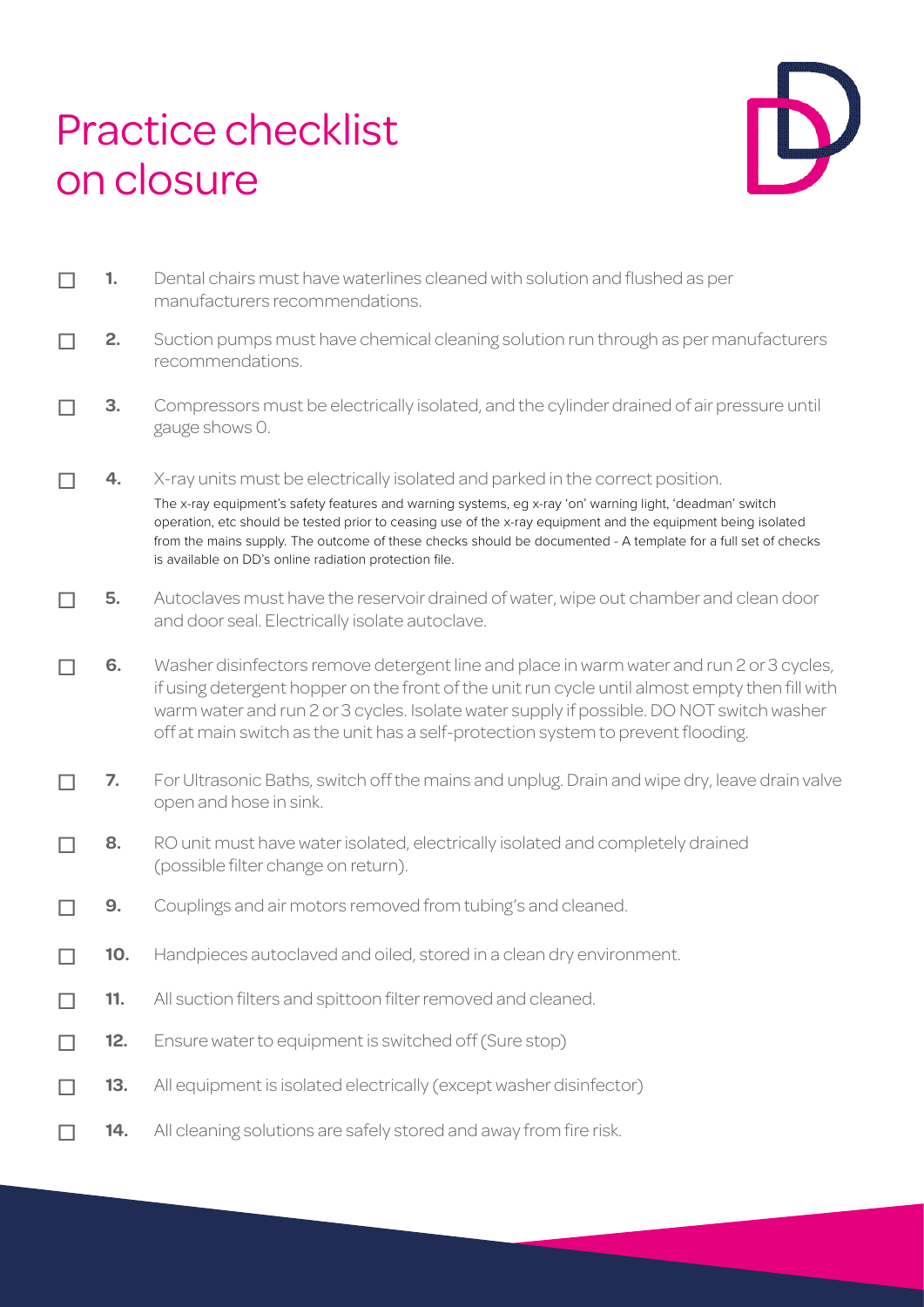# Practice checklist on closure

- [ ] **1.** Dental chairs must have waterlines cleaned with solution and flushed as per manufacturers recommendations.
- [ ] **2.** Suction pumps must have chemical cleaning solution run through as per manufacturers recommendations.
- [ ] **3.** Compressors must be electrically isolated, and the cylinder drained of air pressure until gauge shows 0.
- [ ] **4.** X-ray units must be electrically isolated and parked in the correct position.
  The x-ray equipment's safety features and warning systems, eg x-ray 'on' warning light, 'deadman' switch operation, etc should be tested prior to ceasing use of the x-ray equipment and the equipment being isolated from the mains supply. The outcome of these checks should be documented - A template for a full set of checks is available on DD's online radiation protection file.
- [ ] **5.** Autoclaves must have the reservoir drained of water, wipe out chamber and clean door and door seal. Electrically isolate autoclave.
- [ ] **6.** Washer disinfectors remove detergent line and place in warm water and run 2 or 3 cycles, if using detergent hopper on the front of the unit run cycle until almost empty then fill with warm water and run 2 or 3 cycles. Isolate water supply if possible. DO NOT switch washer off at main switch as the unit has a self-protection system to prevent flooding.
- [ ] **7.** For Ultrasonic Baths, switch off the mains and unplug. Drain and wipe dry, leave drain valve open and hose in sink.
- [ ] **8.** RO unit must have water isolated, electrically isolated and completely drained (possible filter change on return).
- [ ] **9.** Couplings and air motors removed from tubing's and cleaned.
- [ ] **10.** Handpieces autoclaved and oiled, stored in a clean dry environment.
- [ ] **11.** All suction filters and spittoon filter removed and cleaned.
- [ ] **12.** Ensure water to equipment is switched off (Sure stop)
- [ ] **13.** All equipment is isolated electrically (except washer disinfector)
- [ ] **14.** All cleaning solutions are safely stored and away from fire risk.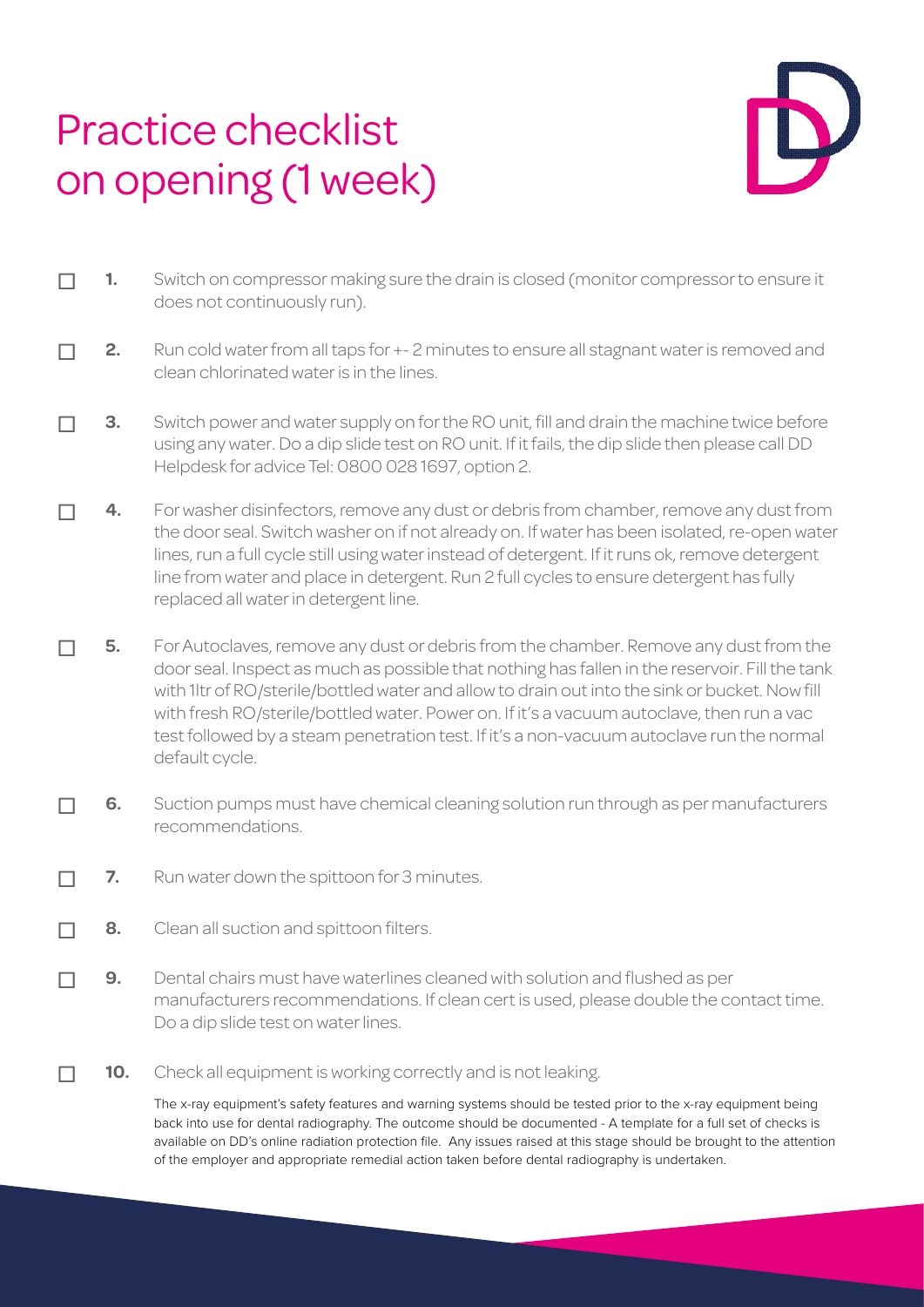# Practice checklist on opening (1 week)

- [ ] **1.** Switch on compressor making sure the drain is closed (monitor compressor to ensure it does not continuously run).
- [ ] **2.** Run cold water from all taps for +- 2 minutes to ensure all stagnant water is removed and clean chlorinated water is in the lines.
- [ ] **3.** Switch power and water supply on for the RO unit, fill and drain the machine twice before using any water. Do a dip slide test on RO unit. If it fails, the dip slide then please call DD Helpdesk for advice Tel: 0800 028 1697, option 2.
- [ ] **4.** For washer disinfectors, remove any dust or debris from chamber, remove any dust from the door seal. Switch washer on if not already on. If water has been isolated, re-open water lines, run a full cycle still using water instead of detergent. If it runs ok, remove detergent line from water and place in detergent. Run 2 full cycles to ensure detergent has fully replaced all water in detergent line.
- [ ] **5.** For Autoclaves, remove any dust or debris from the chamber. Remove any dust from the door seal. Inspect as much as possible that nothing has fallen in the reservoir. Fill the tank with 1ltr of RO/sterile/bottled water and allow to drain out into the sink or bucket. Now fill with fresh RO/sterile/bottled water. Power on. If it's a vacuum autoclave, then run a vac test followed by a steam penetration test. If it's a non-vacuum autoclave run the normal default cycle.
- [ ] **6.** Suction pumps must have chemical cleaning solution run through as per manufacturers recommendations.
- [ ] **7.** Run water down the spittoon for 3 minutes.
- [ ] **8.** Clean all suction and spittoon filters.
- [ ] **9.** Dental chairs must have waterlines cleaned with solution and flushed as per manufacturers recommendations. If clean cert is used, please double the contact time. Do a dip slide test on water lines.
- [ ] **10.** Check all equipment is working correctly and is not leaking.

  The x-ray equipment's safety features and warning systems should be tested prior to the x-ray equipment being back into use for dental radiography. The outcome should be documented - A template for a full set of checks is available on DD's online radiation protection file. Any issues raised at this stage should be brought to the attention of the employer and appropriate remedial action taken before dental radiography is undertaken.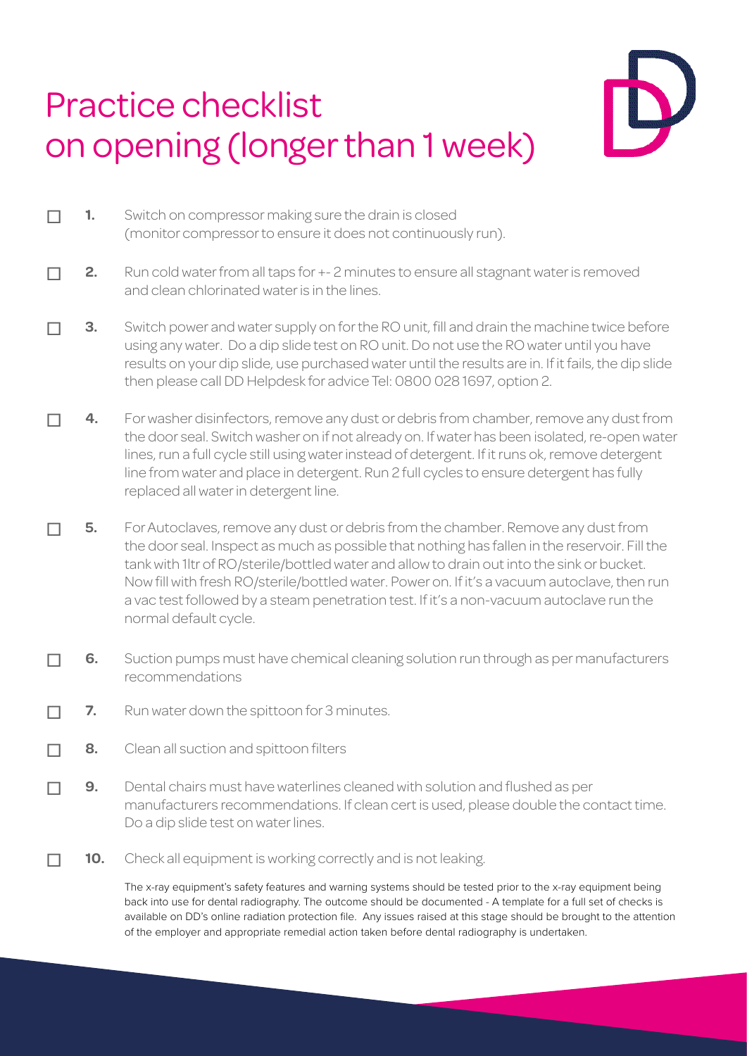# Practice checklist on opening (longer than 1 week)

- [ ] **1.** Switch on compressor making sure the drain is closed (monitor compressor to ensure it does not continuously run).
- [ ] **2.** Run cold water from all taps for +- 2 minutes to ensure all stagnant water is removed and clean chlorinated water is in the lines.
- [ ] **3.** Switch power and water supply on for the RO unit, fill and drain the machine twice before using any water. Do a dip slide test on RO unit. Do not use the RO water until you have results on your dip slide, use purchased water until the results are in. If it fails, the dip slide then please call DD Helpdesk for advice Tel: 0800 028 1697, option 2.
- [ ] **4.** For washer disinfectors, remove any dust or debris from chamber, remove any dust from the door seal. Switch washer on if not already on. If water has been isolated, re-open water lines, run a full cycle still using water instead of detergent. If it runs ok, remove detergent line from water and place in detergent. Run 2 full cycles to ensure detergent has fully replaced all water in detergent line.
- [ ] **5.** For Autoclaves, remove any dust or debris from the chamber. Remove any dust from the door seal. Inspect as much as possible that nothing has fallen in the reservoir. Fill the tank with 1ltr of RO/sterile/bottled water and allow to drain out into the sink or bucket. Now fill with fresh RO/sterile/bottled water. Power on. If it's a vacuum autoclave, then run a vac test followed by a steam penetration test. If it's a non-vacuum autoclave run the normal default cycle.
- [ ] **6.** Suction pumps must have chemical cleaning solution run through as per manufacturers recommendations
- [ ] **7.** Run water down the spittoon for 3 minutes.
- [ ] **8.** Clean all suction and spittoon filters
- [ ] **9.** Dental chairs must have waterlines cleaned with solution and flushed as per manufacturers recommendations. If clean cert is used, please double the contact time. Do a dip slide test on water lines.
- [ ] **10.** Check all equipment is working correctly and is not leaking.

  The x-ray equipment's safety features and warning systems should be tested prior to the x-ray equipment being back into use for dental radiography. The outcome should be documented - A template for a full set of checks is available on DD's online radiation protection file. Any issues raised at this stage should be brought to the attention of the employer and appropriate remedial action taken before dental radiography is undertaken.